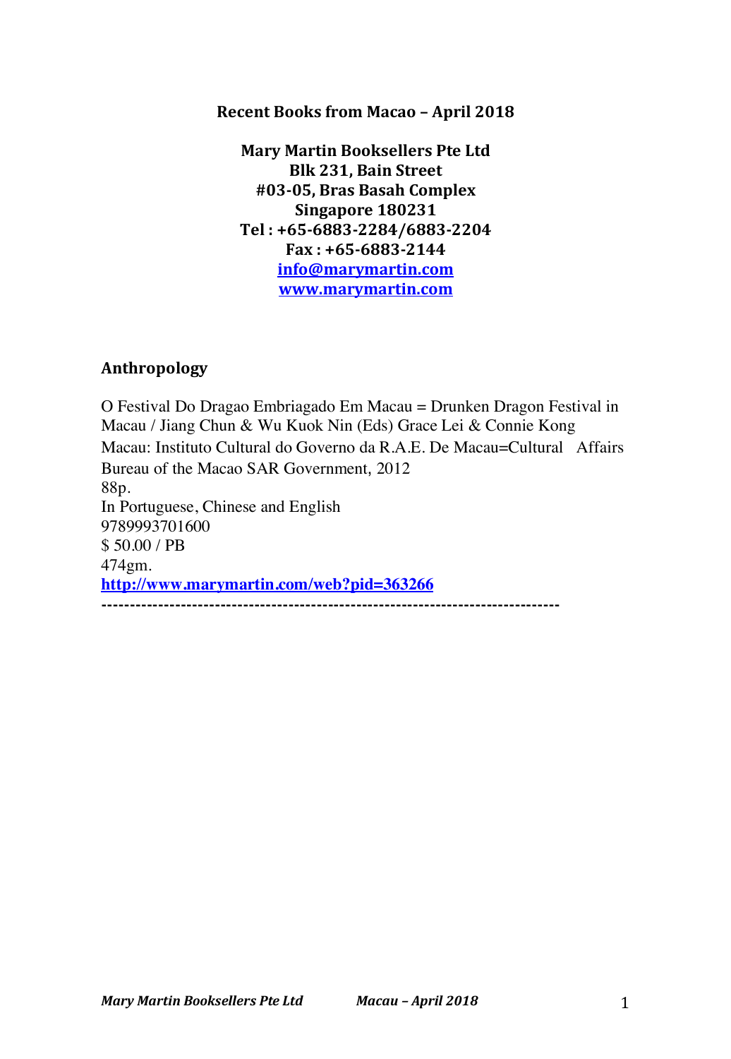# Recent Books from Macao – April 2018

**Mary Martin Booksellers Pte Ltd**
**Blk 231, Bain Street**
**#03-05, Bras Basah Complex**
**Singapore 180231**
**Tel : +65-6883-2284/6883-2204**
**Fax : +65-6883-2144**
**info@marymartin.com**
**www.marymartin.com**

## Anthropology

O Festival Do Dragao Embriagado Em Macau = Drunken Dragon Festival in Macau / Jiang Chun & Wu Kuok Nin (Eds) Grace Lei & Connie Kong
Macau: Instituto Cultural do Governo da R.A.E. De Macau=Cultural Affairs Bureau of the Macao SAR Government, 2012
88p.
In Portuguese, Chinese and English
9789993701600
$ 50.00 / PB
474gm.
**http://www.marymartin.com/web?pid=363266**
**-------------------------------------------------------------------------------**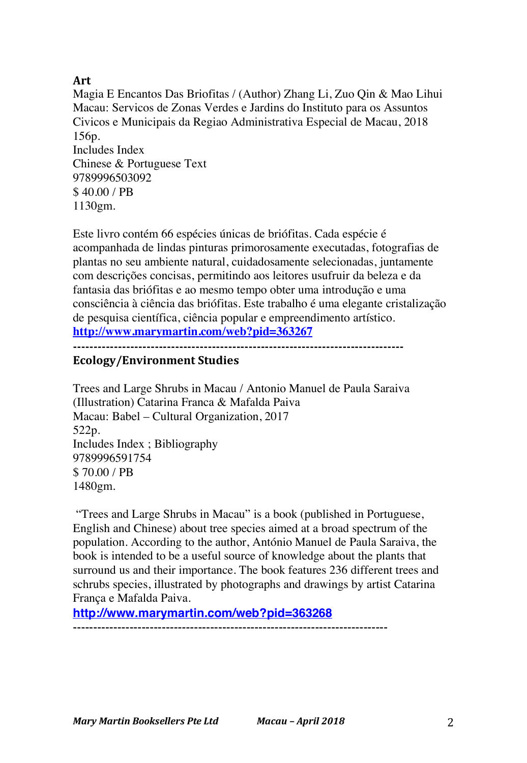**Art**

Magia E Encantos Das Briofitas / (Author) Zhang Li, Zuo Qin & Mao Lihui
Macau: Servicos de Zonas Verdes e Jardins do Instituto para os Assuntos Civicos e Municipais da Regiao Administrativa Especial de Macau, 2018
156p.
Includes Index
Chinese & Portuguese Text
9789996503092
$ 40.00 / PB
1130gm.

Este livro contém 66 espécies únicas de briófitas. Cada espécie é acompanhada de lindas pinturas primorosamente executadas, fotografias de plantas no seu ambiente natural, cuidadosamente selecionadas, juntamente com descrições concisas, permitindo aos leitores usufruir da beleza e da fantasia das briófitas e ao mesmo tempo obter uma introdução e uma consciência à ciência das briófitas. Este trabalho é uma elegante cristalização de pesquisa científica, ciência popular e empreendimento artístico.
**http://www.marymartin.com/web?pid=363267**

---

**Ecology/Environment Studies**

Trees and Large Shrubs in Macau / Antonio Manuel de Paula Saraiva
(Illustration) Catarina Franca & Mafalda Paiva
Macau: Babel – Cultural Organization, 2017
522p.
Includes Index ; Bibliography
9789996591754
$ 70.00 / PB
1480gm.

"Trees and Large Shrubs in Macau" is a book (published in Portuguese, English and Chinese) about tree species aimed at a broad spectrum of the population. According to the author, António Manuel de Paula Saraiva, the book is intended to be a useful source of knowledge about the plants that surround us and their importance. The book features 236 different trees and schrubs species, illustrated by photographs and drawings by artist Catarina França e Mafalda Paiva.
**http://www.marymartin.com/web?pid=363268**

---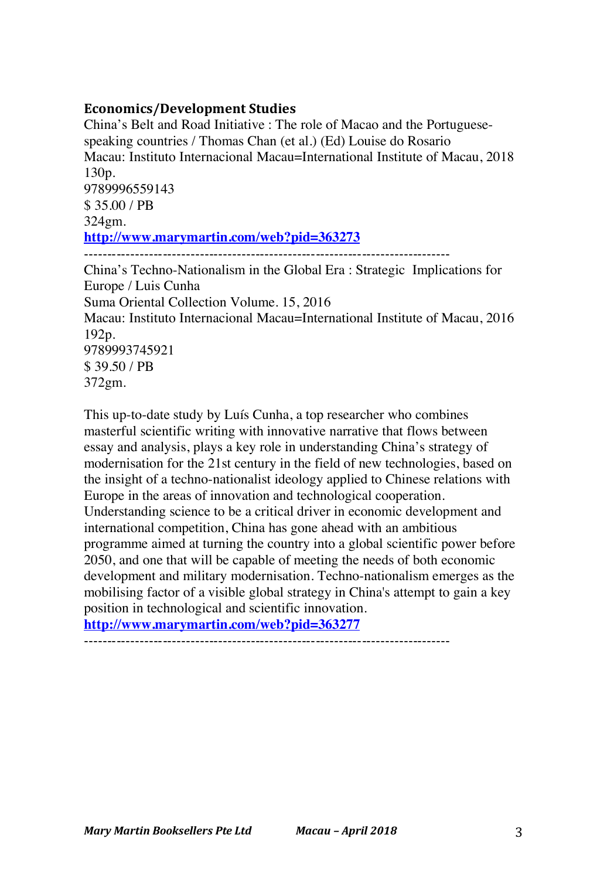### Economics/Development Studies

China's Belt and Road Initiative : The role of Macao and the Portuguese-speaking countries / Thomas Chan (et al.) (Ed) Louise do Rosario
Macau: Instituto Internacional Macau=International Institute of Macau, 2018
130p.
9789996559143
$ 35.00 / PB
324gm.
**http://www.marymartin.com/web?pid=363273**

----------------------------------------------------------------------------

China's Techno-Nationalism in the Global Era : Strategic Implications for Europe / Luis Cunha
Suma Oriental Collection Volume. 15, 2016
Macau: Instituto Internacional Macau=International Institute of Macau, 2016
192p.
9789993745921
$ 39.50 / PB
372gm.

This up-to-date study by Luís Cunha, a top researcher who combines masterful scientific writing with innovative narrative that flows between essay and analysis, plays a key role in understanding China's strategy of modernisation for the 21st century in the field of new technologies, based on the insight of a techno-nationalist ideology applied to Chinese relations with Europe in the areas of innovation and technological cooperation. Understanding science to be a critical driver in economic development and international competition, China has gone ahead with an ambitious programme aimed at turning the country into a global scientific power before 2050, and one that will be capable of meeting the needs of both economic development and military modernisation. Techno-nationalism emerges as the mobilising factor of a visible global strategy in China's attempt to gain a key position in technological and scientific innovation.
**http://www.marymartin.com/web?pid=363277**

----------------------------------------------------------------------------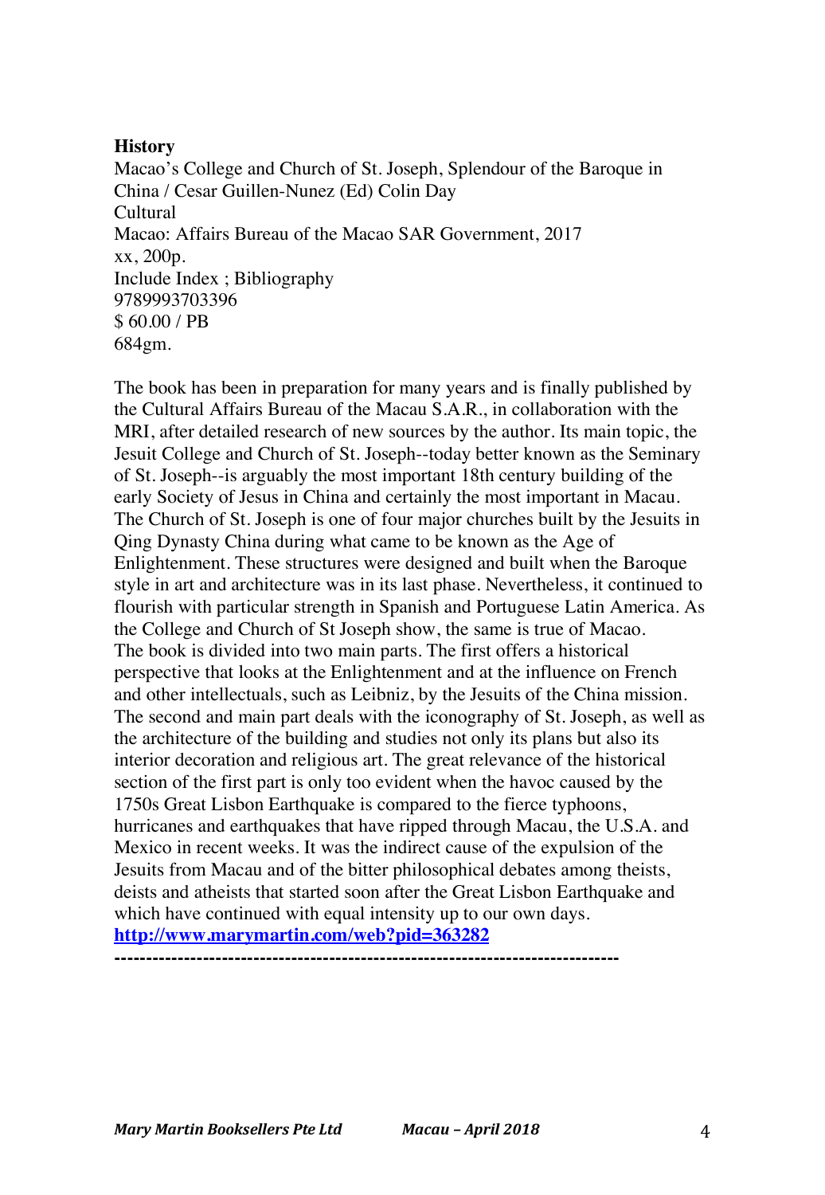**History**

Macao's College and Church of St. Joseph, Splendour of the Baroque in China / Cesar Guillen-Nunez (Ed) Colin Day
Cultural
Macao: Affairs Bureau of the Macao SAR Government, 2017
xx, 200p.
Include Index ; Bibliography
9789993703396
$ 60.00 / PB
684gm.

The book has been in preparation for many years and is finally published by the Cultural Affairs Bureau of the Macau S.A.R., in collaboration with the MRI, after detailed research of new sources by the author. Its main topic, the Jesuit College and Church of St. Joseph--today better known as the Seminary of St. Joseph--is arguably the most important 18th century building of the early Society of Jesus in China and certainly the most important in Macau. The Church of St. Joseph is one of four major churches built by the Jesuits in Qing Dynasty China during what came to be known as the Age of Enlightenment. These structures were designed and built when the Baroque style in art and architecture was in its last phase. Nevertheless, it continued to flourish with particular strength in Spanish and Portuguese Latin America. As the College and Church of St Joseph show, the same is true of Macao.
The book is divided into two main parts. The first offers a historical perspective that looks at the Enlightenment and at the influence on French and other intellectuals, such as Leibniz, by the Jesuits of the China mission. The second and main part deals with the iconography of St. Joseph, as well as the architecture of the building and studies not only its plans but also its interior decoration and religious art. The great relevance of the historical section of the first part is only too evident when the havoc caused by the 1750s Great Lisbon Earthquake is compared to the fierce typhoons, hurricanes and earthquakes that have ripped through Macau, the U.S.A. and Mexico in recent weeks. It was the indirect cause of the expulsion of the Jesuits from Macau and of the bitter philosophical debates among theists, deists and atheists that started soon after the Great Lisbon Earthquake and which have continued with equal intensity up to our own days.
**http://www.marymartin.com/web?pid=363282**

---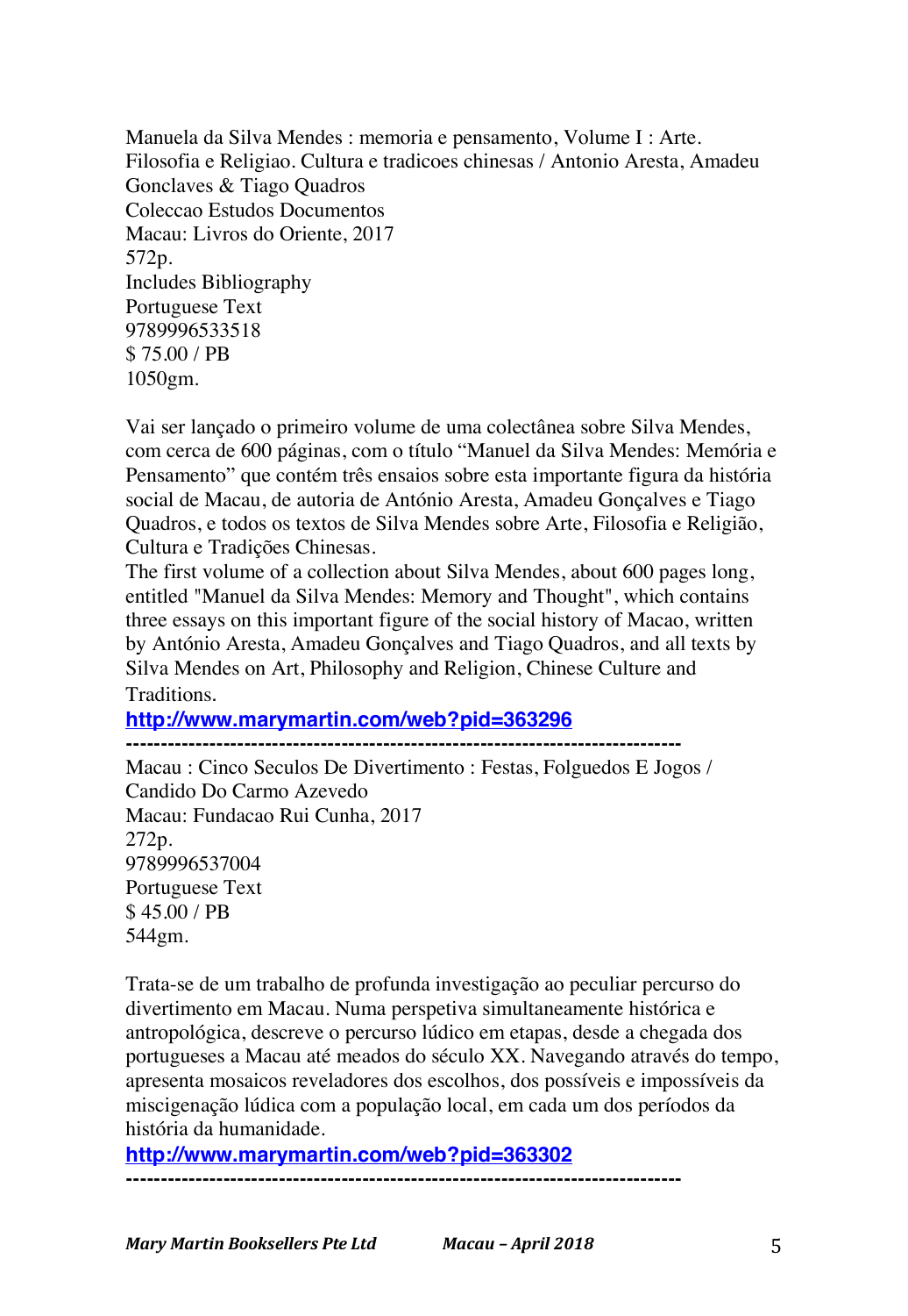Manuela da Silva Mendes : memoria e pensamento, Volume I : Arte. Filosofia e Religiao. Cultura e tradicoes chinesas / Antonio Aresta, Amadeu Gonclaves & Tiago Quadros
Coleccao Estudos Documentos
Macau: Livros do Oriente, 2017
572p.
Includes Bibliography
Portuguese Text
9789996533518
$ 75.00 / PB
1050gm.

Vai ser lançado o primeiro volume de uma colectânea sobre Silva Mendes, com cerca de 600 páginas, com o título "Manuel da Silva Mendes: Memória e Pensamento" que contém três ensaios sobre esta importante figura da história social de Macau, de autoria de António Aresta, Amadeu Gonçalves e Tiago Quadros, e todos os textos de Silva Mendes sobre Arte, Filosofia e Religião, Cultura e Tradições Chinesas.
The first volume of a collection about Silva Mendes, about 600 pages long, entitled "Manuel da Silva Mendes: Memory and Thought", which contains three essays on this important figure of the social history of Macao, written by António Aresta, Amadeu Gonçalves and Tiago Quadros, and all texts by Silva Mendes on Art, Philosophy and Religion, Chinese Culture and Traditions.
**http://www.marymartin.com/web?pid=363296**

---

Macau : Cinco Seculos De Divertimento : Festas, Folguedos E Jogos / Candido Do Carmo Azevedo
Macau: Fundacao Rui Cunha, 2017
272p.
9789996537004
Portuguese Text
$ 45.00 / PB
544gm.

Trata-se de um trabalho de profunda investigação ao peculiar percurso do divertimento em Macau. Numa perspetiva simultaneamente histórica e antropológica, descreve o percurso lúdico em etapas, desde a chegada dos portugueses a Macau até meados do século XX. Navegando através do tempo, apresenta mosaicos reveladores dos escolhos, dos possíveis e impossíveis da miscigenação lúdica com a população local, em cada um dos períodos da história da humanidade.
**http://www.marymartin.com/web?pid=363302**

---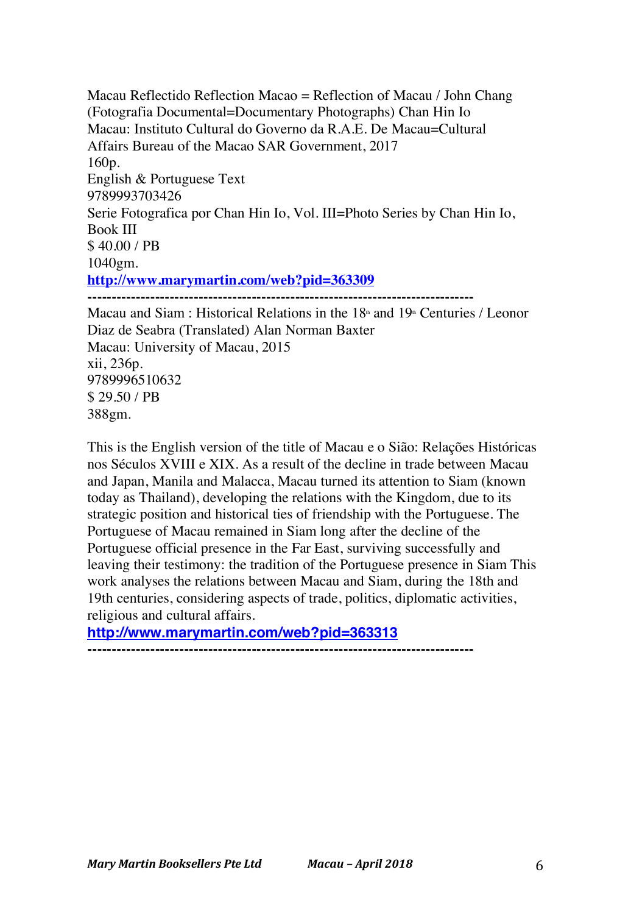Macau Reflectido Reflection Macao = Reflection of Macau / John Chang (Fotografia Documental=Documentary Photographs) Chan Hin Io
Macau: Instituto Cultural do Governo da R.A.E. De Macau=Cultural Affairs Bureau of the Macao SAR Government, 2017
160p.
English & Portuguese Text
9789993703426
Serie Fotografica por Chan Hin Io, Vol. III=Photo Series by Chan Hin Io, Book III
$ 40.00 / PB
1040gm.
**http://www.marymartin.com/web?pid=363309**

---

Macau and Siam : Historical Relations in the 18th and 19th Centuries / Leonor Diaz de Seabra (Translated) Alan Norman Baxter
Macau: University of Macau, 2015
xii, 236p.
9789996510632
$ 29.50 / PB
388gm.

This is the English version of the title of Macau e o Sião: Relações Históricas nos Séculos XVIII e XIX. As a result of the decline in trade between Macau and Japan, Manila and Malacca, Macau turned its attention to Siam (known today as Thailand), developing the relations with the Kingdom, due to its strategic position and historical ties of friendship with the Portuguese. The Portuguese of Macau remained in Siam long after the decline of the Portuguese official presence in the Far East, surviving successfully and leaving their testimony: the tradition of the Portuguese presence in Siam This work analyses the relations between Macau and Siam, during the 18th and 19th centuries, considering aspects of trade, politics, diplomatic activities, religious and cultural affairs.
**http://www.marymartin.com/web?pid=363313**

---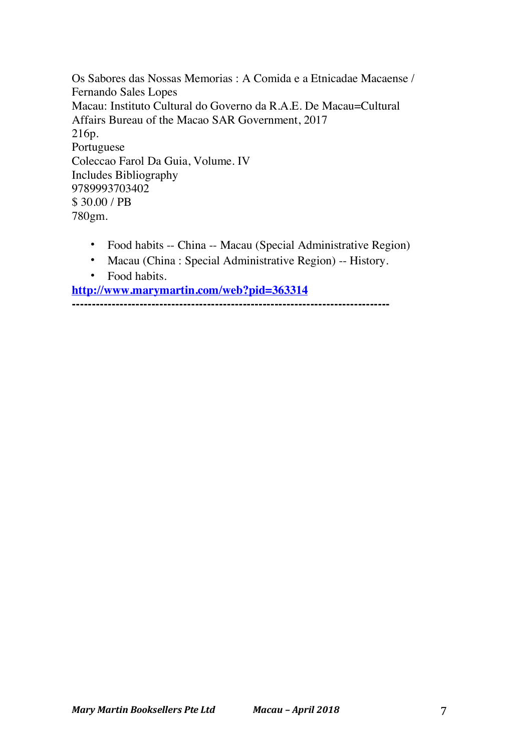Os Sabores das Nossas Memorias : A Comida e a Etnicadae Macaense / Fernando Sales Lopes  
Macau: Instituto Cultural do Governo da R.A.E. De Macau=Cultural Affairs Bureau of the Macao SAR Government, 2017  
216p.  
Portuguese  
Coleccao Farol Da Guia, Volume. IV  
Includes Bibliography  
9789993703402  
$ 30.00 / PB  
780gm.

- Food habits -- China -- Macau (Special Administrative Region)
- Macau (China : Special Administrative Region) -- History.
- Food habits.

**[http://www.marymartin.com/web?pid=363314](http://www.marymartin.com/web?pid=363314)**  
**------------------------------------------------------------------------------**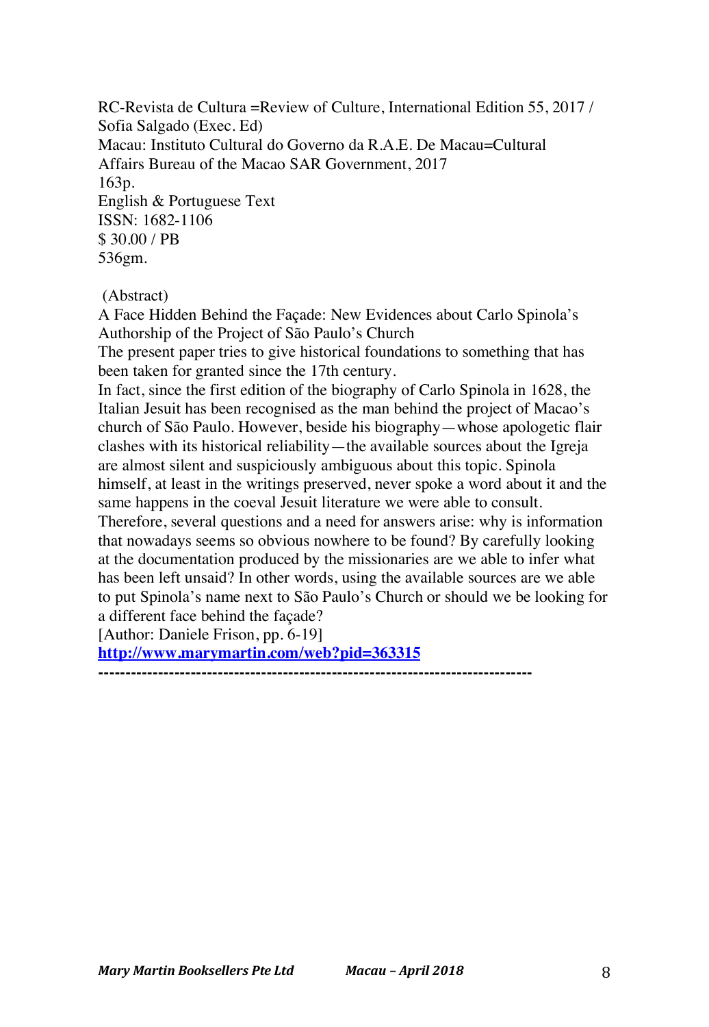RC-Revista de Cultura =Review of Culture, International Edition 55, 2017 / Sofia Salgado (Exec. Ed)
Macau: Instituto Cultural do Governo da R.A.E. De Macau=Cultural Affairs Bureau of the Macao SAR Government, 2017
163p.
English & Portuguese Text
ISSN: 1682-1106
$ 30.00 / PB
536gm.

(Abstract)
A Face Hidden Behind the Façade: New Evidences about Carlo Spinola's Authorship of the Project of São Paulo's Church
The present paper tries to give historical foundations to something that has been taken for granted since the 17th century.
In fact, since the first edition of the biography of Carlo Spinola in 1628, the Italian Jesuit has been recognised as the man behind the project of Macao's church of São Paulo. However, beside his biography—whose apologetic flair clashes with its historical reliability—the available sources about the Igreja are almost silent and suspiciously ambiguous about this topic. Spinola himself, at least in the writings preserved, never spoke a word about it and the same happens in the coeval Jesuit literature we were able to consult.
Therefore, several questions and a need for answers arise: why is information that nowadays seems so obvious nowhere to be found? By carefully looking at the documentation produced by the missionaries are we able to infer what has been left unsaid? In other words, using the available sources are we able to put Spinola's name next to São Paulo's Church or should we be looking for a different face behind the façade?
[Author: Daniele Frison, pp. 6-19]
**http://www.marymartin.com/web?pid=363315**

---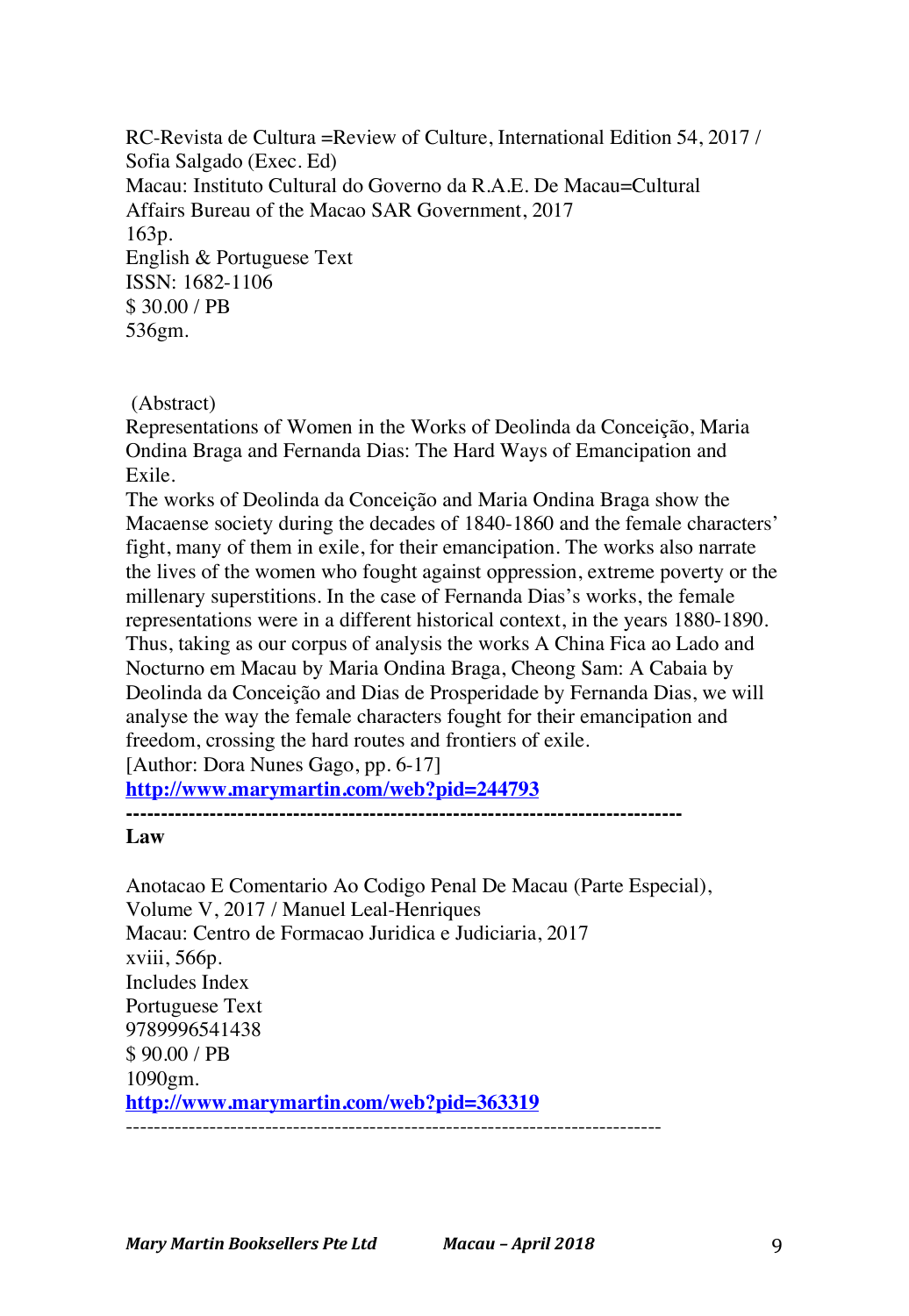RC-Revista de Cultura =Review of Culture, International Edition 54, 2017 / Sofia Salgado (Exec. Ed)
Macau: Instituto Cultural do Governo da R.A.E. De Macau=Cultural Affairs Bureau of the Macao SAR Government, 2017
163p.
English & Portuguese Text
ISSN: 1682-1106
$ 30.00 / PB
536gm.

(Abstract)
Representations of Women in the Works of Deolinda da Conceição, Maria Ondina Braga and Fernanda Dias: The Hard Ways of Emancipation and Exile.
The works of Deolinda da Conceição and Maria Ondina Braga show the Macaense society during the decades of 1840-1860 and the female characters' fight, many of them in exile, for their emancipation. The works also narrate the lives of the women who fought against oppression, extreme poverty or the millenary superstitions. In the case of Fernanda Dias's works, the female representations were in a different historical context, in the years 1880-1890. Thus, taking as our corpus of analysis the works A China Fica ao Lado and Nocturno em Macau by Maria Ondina Braga, Cheong Sam: A Cabaia by Deolinda da Conceição and Dias de Prosperidade by Fernanda Dias, we will analyse the way the female characters fought for their emancipation and freedom, crossing the hard routes and frontiers of exile.
[Author: Dora Nunes Gago, pp. 6-17]
**http://www.marymartin.com/web?pid=244793**

---

## Law

Anotacao E Comentario Ao Codigo Penal De Macau (Parte Especial), Volume V, 2017 / Manuel Leal-Henriques
Macau: Centro de Formacao Juridica e Judiciaria, 2017
xviii, 566p.
Includes Index
Portuguese Text
9789996541438
$ 90.00 / PB
1090gm.
**http://www.marymartin.com/web?pid=363319**

---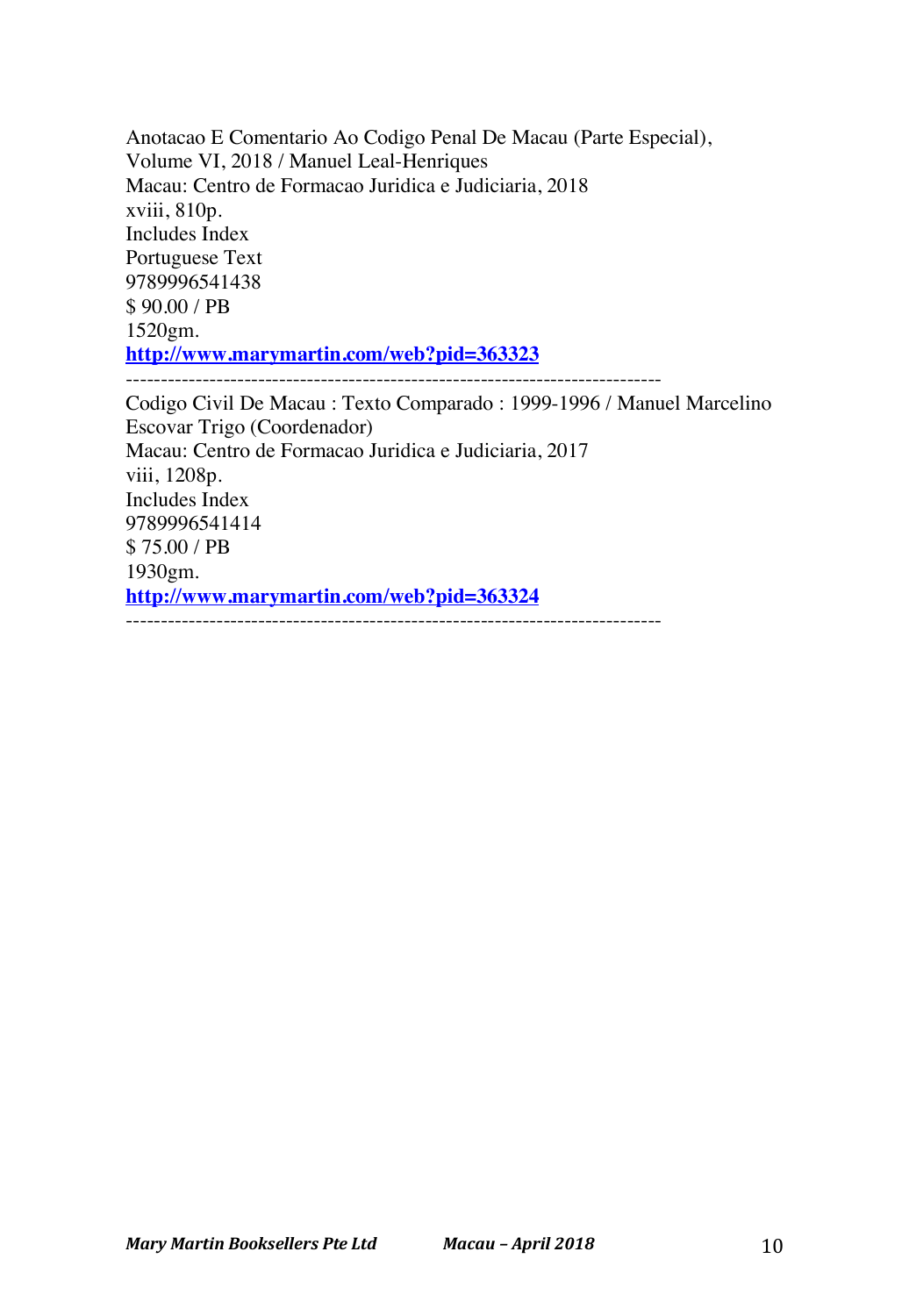Anotacao E Comentario Ao Codigo Penal De Macau (Parte Especial), Volume VI, 2018 / Manuel Leal-Henriques  
Macau: Centro de Formacao Juridica e Judiciaria, 2018  
xviii, 810p.  
Includes Index  
Portuguese Text  
9789996541438  
$ 90.00 / PB  
1520gm.  
**http://www.marymartin.com/web?pid=363323**

---

Codigo Civil De Macau : Texto Comparado : 1999-1996 / Manuel Marcelino Escovar Trigo (Coordenador)  
Macau: Centro de Formacao Juridica e Judiciaria, 2017  
viii, 1208p.  
Includes Index  
9789996541414  
$ 75.00 / PB  
1930gm.  
**http://www.marymartin.com/web?pid=363324**

---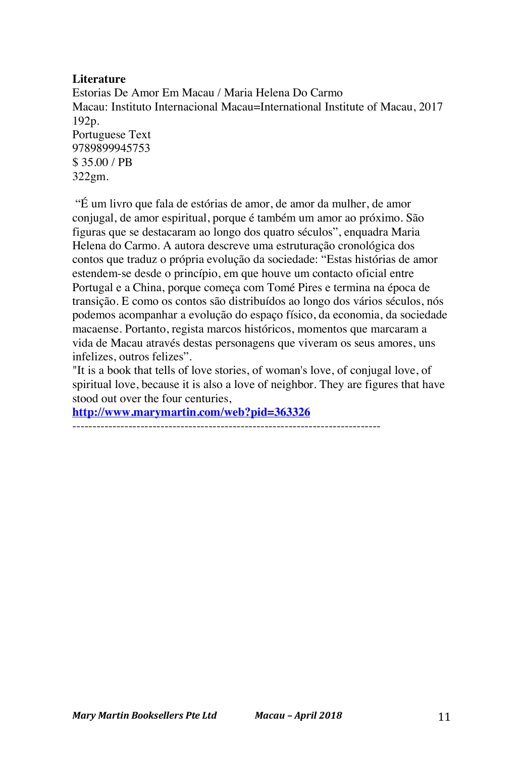**Literature**

Estorias De Amor Em Macau / Maria Helena Do Carmo
Macau: Instituto Internacional Macau=International Institute of Macau, 2017
192p.
Portuguese Text
9789899945753
$ 35.00 / PB
322gm.

"É um livro que fala de estórias de amor, de amor da mulher, de amor conjugal, de amor espiritual, porque é também um amor ao próximo. São figuras que se destacaram ao longo dos quatro séculos", enquadra Maria Helena do Carmo. A autora descreve uma estruturação cronológica dos contos que traduz o própria evolução da sociedade: "Estas histórias de amor estendem-se desde o princípio, em que houve um contacto oficial entre Portugal e a China, porque começa com Tomé Pires e termina na época de transição. E como os contos são distribuídos ao longo dos vários séculos, nós podemos acompanhar a evolução do espaço físico, da economia, da sociedade macaense. Portanto, regista marcos históricos, momentos que marcaram a vida de Macau através destas personagens que viveram os seus amores, uns infelizes, outros felizes".
"It is a book that tells of love stories, of woman's love, of conjugal love, of spiritual love, because it is also a love of neighbor. They are figures that have stood out over the four centuries,
**http://www.marymartin.com/web?pid=363326**

---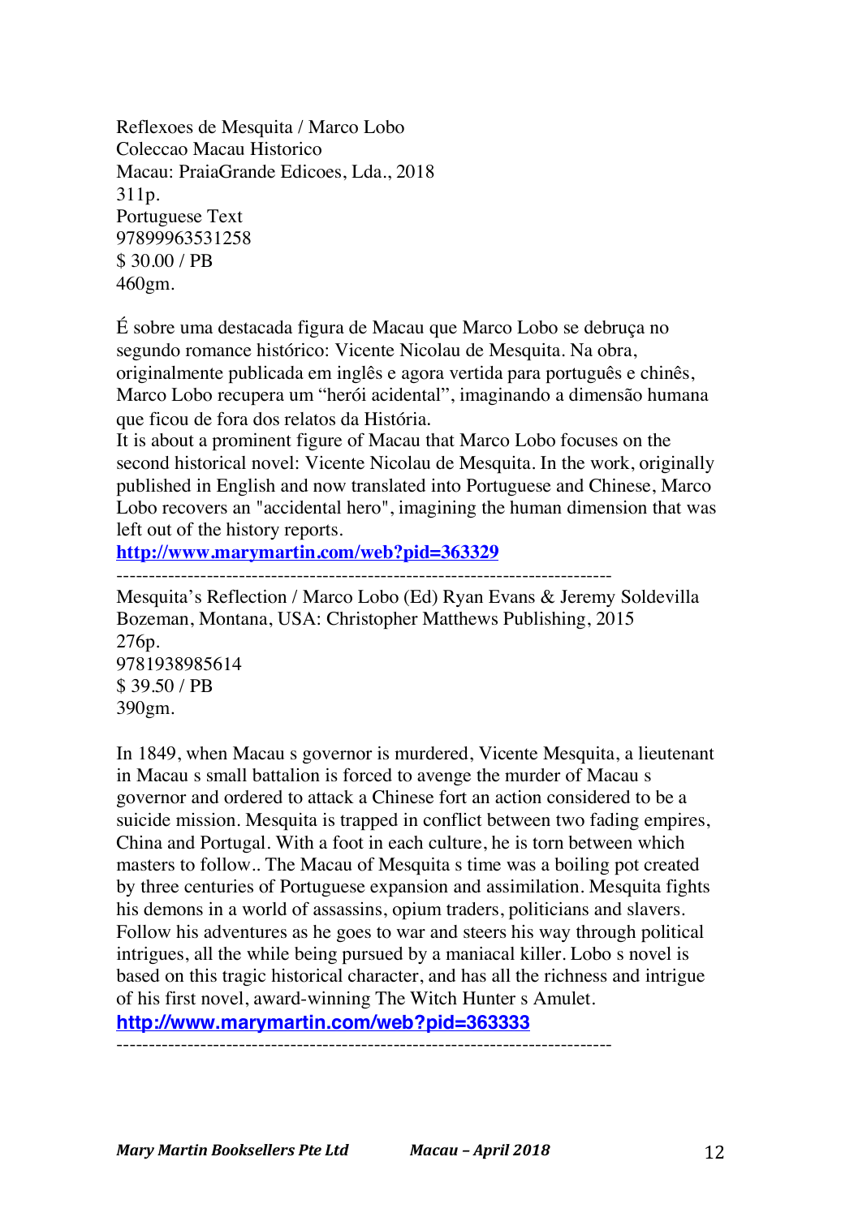Reflexoes de Mesquita / Marco Lobo
Coleccao Macau Historico
Macau: PraiaGrande Edicoes, Lda., 2018
311p.
Portuguese Text
97899963531258
$ 30.00 / PB
460gm.

É sobre uma destacada figura de Macau que Marco Lobo se debruça no segundo romance histórico: Vicente Nicolau de Mesquita. Na obra, originalmente publicada em inglês e agora vertida para português e chinês, Marco Lobo recupera um "herói acidental", imaginando a dimensão humana que ficou de fora dos relatos da História.
It is about a prominent figure of Macau that Marco Lobo focuses on the second historical novel: Vicente Nicolau de Mesquita. In the work, originally published in English and now translated into Portuguese and Chinese, Marco Lobo recovers an "accidental hero", imagining the human dimension that was left out of the history reports.
**http://www.marymartin.com/web?pid=363329**

---

Mesquita's Reflection / Marco Lobo (Ed) Ryan Evans & Jeremy Soldevilla
Bozeman, Montana, USA: Christopher Matthews Publishing, 2015
276p.
9781938985614
$ 39.50 / PB
390gm.

In 1849, when Macau s governor is murdered, Vicente Mesquita, a lieutenant in Macau s small battalion is forced to avenge the murder of Macau s governor and ordered to attack a Chinese fort an action considered to be a suicide mission. Mesquita is trapped in conflict between two fading empires, China and Portugal. With a foot in each culture, he is torn between which masters to follow.. The Macau of Mesquita s time was a boiling pot created by three centuries of Portuguese expansion and assimilation. Mesquita fights his demons in a world of assassins, opium traders, politicians and slavers. Follow his adventures as he goes to war and steers his way through political intrigues, all the while being pursued by a maniacal killer. Lobo s novel is based on this tragic historical character, and has all the richness and intrigue of his first novel, award-winning The Witch Hunter s Amulet.
**http://www.marymartin.com/web?pid=363333**

---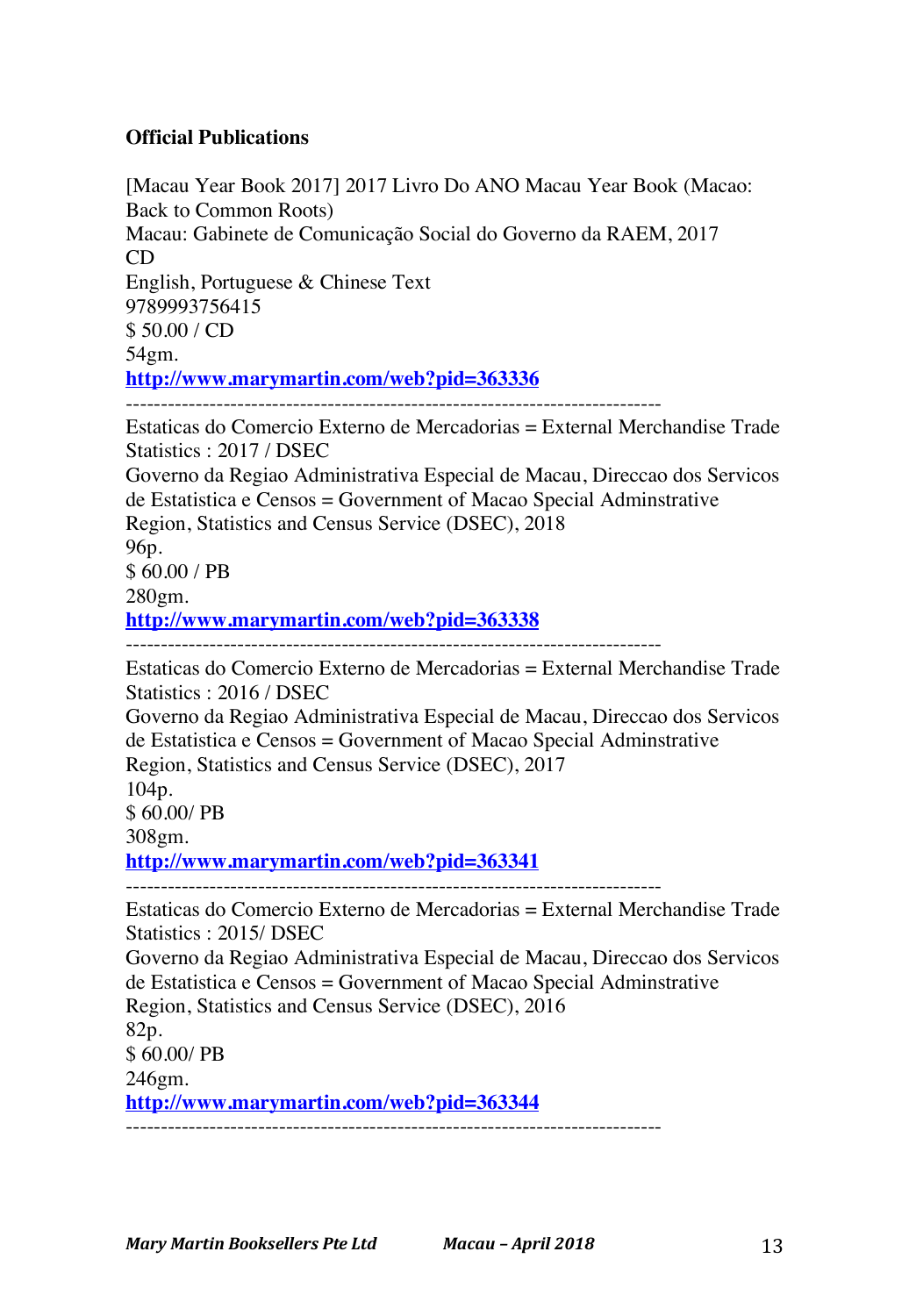**Official Publications**

[Macau Year Book 2017] 2017 Livro Do ANO Macau Year Book (Macao: Back to Common Roots)
Macau: Gabinete de Comunicação Social do Governo da RAEM, 2017
CD
English, Portuguese & Chinese Text
9789993756415
$ 50.00 / CD
54gm.
http://www.marymartin.com/web?pid=363336

---

Estaticas do Comercio Externo de Mercadorias = External Merchandise Trade Statistics : 2017 / DSEC
Governo da Regiao Administrativa Especial de Macau, Direccao dos Servicos de Estatistica e Censos = Government of Macao Special Adminstrative Region, Statistics and Census Service (DSEC), 2018
96p.
$ 60.00 / PB
280gm.
http://www.marymartin.com/web?pid=363338

---

Estaticas do Comercio Externo de Mercadorias = External Merchandise Trade Statistics : 2016 / DSEC
Governo da Regiao Administrativa Especial de Macau, Direccao dos Servicos de Estatistica e Censos = Government of Macao Special Adminstrative Region, Statistics and Census Service (DSEC), 2017
104p.
$ 60.00/ PB
308gm.
http://www.marymartin.com/web?pid=363341

---

Estaticas do Comercio Externo de Mercadorias = External Merchandise Trade Statistics : 2015/ DSEC
Governo da Regiao Administrativa Especial de Macau, Direccao dos Servicos de Estatistica e Censos = Government of Macao Special Adminstrative Region, Statistics and Census Service (DSEC), 2016
82p.
$ 60.00/ PB
246gm.
http://www.marymartin.com/web?pid=363344

---